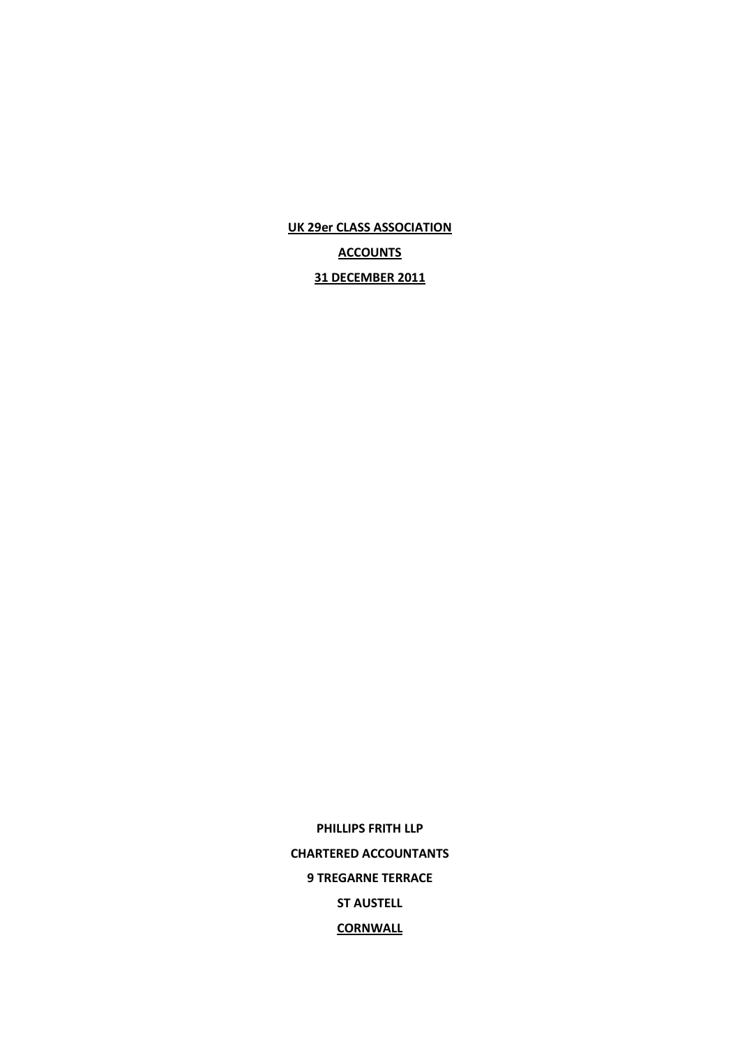**UK 29er CLASS ASSOCIATION**

**ACCOUNTS**

**31 DECEMBER 2011**

**PHILLIPS FRITH LLP**

**CHARTERED ACCOUNTANTS**

**9 TREGARNE TERRACE**

**ST AUSTELL**

**CORNWALL**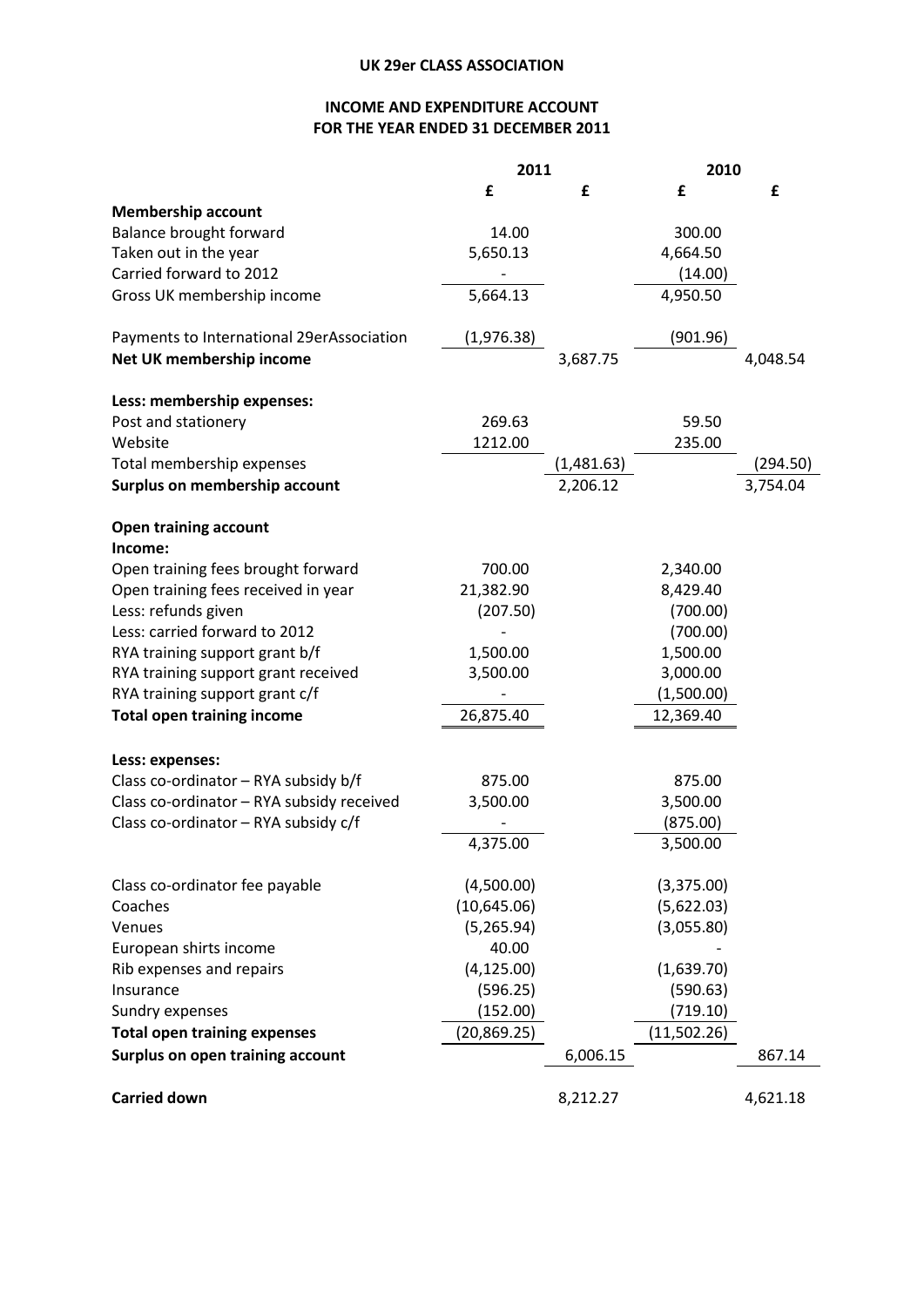# UK 29er CLASS ASSOCIATION

## INCOME AND EXPENDITURE ACCOUNT
## FOR THE YEAR ENDED 31 DECEMBER 2011

| | 2011 | | 2010 | |
|---|---|---|---|---|
| | £ | £ | £ | £ |
| **Membership account** | | | | |
| Balance brought forward | 14.00 | | 300.00 | |
| Taken out in the year | 5,650.13 | | 4,664.50 | |
| Carried forward to 2012 | - | | (14.00) | |
| Gross UK membership income | 5,664.13 | | 4,950.50 | |
| | | | | |
| Payments to International 29erAssociation | (1,976.38) | | (901.96) | |
| **Net UK membership income** | | 3,687.75 | | 4,048.54 |
| | | | | |
| **Less: membership expenses:** | | | | |
| Post and stationery | 269.63 | | 59.50 | |
| Website | 1212.00 | | 235.00 | |
| Total membership expenses | | (1,481.63) | | (294.50) |
| **Surplus on membership account** | | 2,206.12 | | 3,754.04 |
| | | | | |
| **Open training account** | | | | |
| **Income:** | | | | |
| Open training fees brought forward | 700.00 | | 2,340.00 | |
| Open training fees received in year | 21,382.90 | | 8,429.40 | |
| Less: refunds given | (207.50) | | (700.00) | |
| Less: carried forward to 2012 | - | | (700.00) | |
| RYA training support grant b/f | 1,500.00 | | 1,500.00 | |
| RYA training support grant received | 3,500.00 | | 3,000.00 | |
| RYA training support grant c/f | - | | (1,500.00) | |
| **Total open training income** | 26,875.40 | | 12,369.40 | |
| | | | | |
| **Less: expenses:** | | | | |
| Class co-ordinator – RYA subsidy b/f | 875.00 | | 875.00 | |
| Class co-ordinator – RYA subsidy received | 3,500.00 | | 3,500.00 | |
| Class co-ordinator – RYA subsidy c/f | - | | (875.00) | |
| | 4,375.00 | | 3,500.00 | |
| | | | | |
| Class co-ordinator fee payable | (4,500.00) | | (3,375.00) | |
| Coaches | (10,645.06) | | (5,622.03) | |
| Venues | (5,265.94) | | (3,055.80) | |
| European shirts income | 40.00 | | - | |
| Rib expenses and repairs | (4,125.00) | | (1,639.70) | |
| Insurance | (596.25) | | (590.63) | |
| Sundry expenses | (152.00) | | (719.10) | |
| **Total open training expenses** | (20,869.25) | | (11,502.26) | |
| **Surplus on open training account** | | 6,006.15 | | 867.14 |
| | | | | |
| **Carried down** | | 8,212.27 | | 4,621.18 |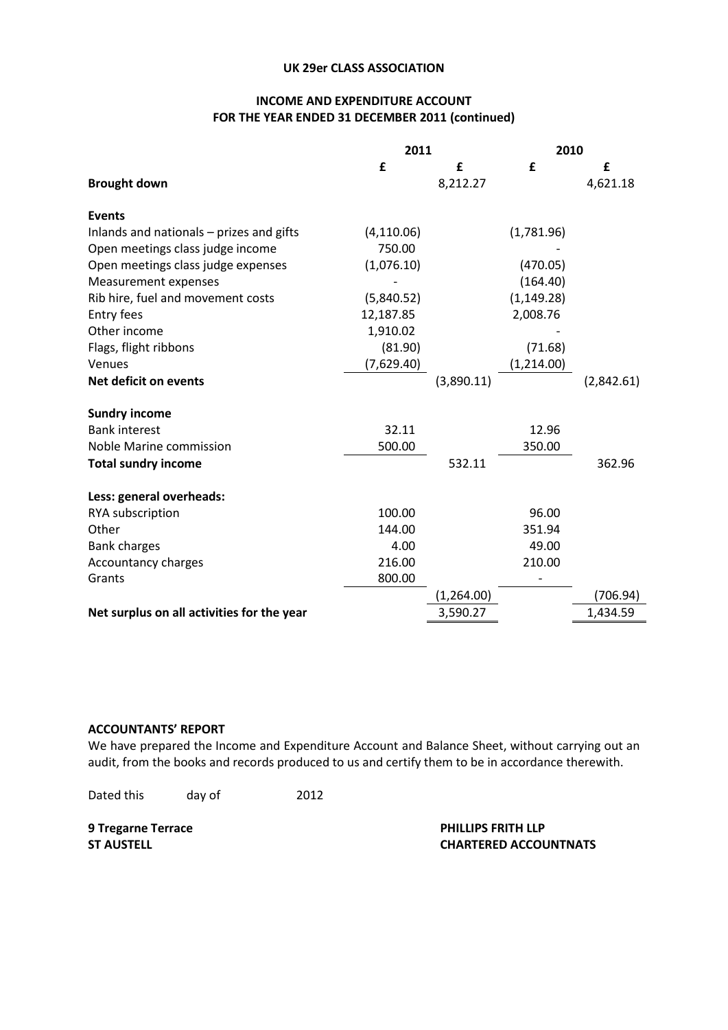**UK 29er CLASS ASSOCIATION**

**INCOME AND EXPENDITURE ACCOUNT**
**FOR THE YEAR ENDED 31 DECEMBER 2011 (continued)**

| | 2011 | | 2010 | |
|---|---|---|---|---|
| | **£** | **£** | **£** | **£** |
| **Brought down** | | 8,212.27 | | 4,621.18 |
| | | | | |
| **Events** | | | | |
| Inlands and nationals – prizes and gifts | (4,110.06) | | (1,781.96) | |
| Open meetings class judge income | 750.00 | | - | |
| Open meetings class judge expenses | (1,076.10) | | (470.05) | |
| Measurement expenses | - | | (164.40) | |
| Rib hire, fuel and movement costs | (5,840.52) | | (1,149.28) | |
| Entry fees | 12,187.85 | | 2,008.76 | |
| Other income | 1,910.02 | | - | |
| Flags, flight ribbons | (81.90) | | (71.68) | |
| Venues | (7,629.40) | | (1,214.00) | |
| **Net deficit on events** | | (3,890.11) | | (2,842.61) |
| | | | | |
| **Sundry income** | | | | |
| Bank interest | 32.11 | | 12.96 | |
| Noble Marine commission | 500.00 | | 350.00 | |
| **Total sundry income** | | 532.11 | | 362.96 |
| | | | | |
| **Less: general overheads:** | | | | |
| RYA subscription | 100.00 | | 96.00 | |
| Other | 144.00 | | 351.94 | |
| Bank charges | 4.00 | | 49.00 | |
| Accountancy charges | 216.00 | | 210.00 | |
| Grants | 800.00 | | - | |
| | | (1,264.00) | | (706.94) |
| **Net surplus on all activities for the year** | | 3,590.27 | | 1,434.59 |

**ACCOUNTANTS' REPORT**

We have prepared the Income and Expenditure Account and Balance Sheet, without carrying out an audit, from the books and records produced to us and certify them to be in accordance therewith.

Dated this day of 2012

**9 Tregarne Terrace**
**ST AUSTELL**

**PHILLIPS FRITH LLP**
**CHARTERED ACCOUNTNATS**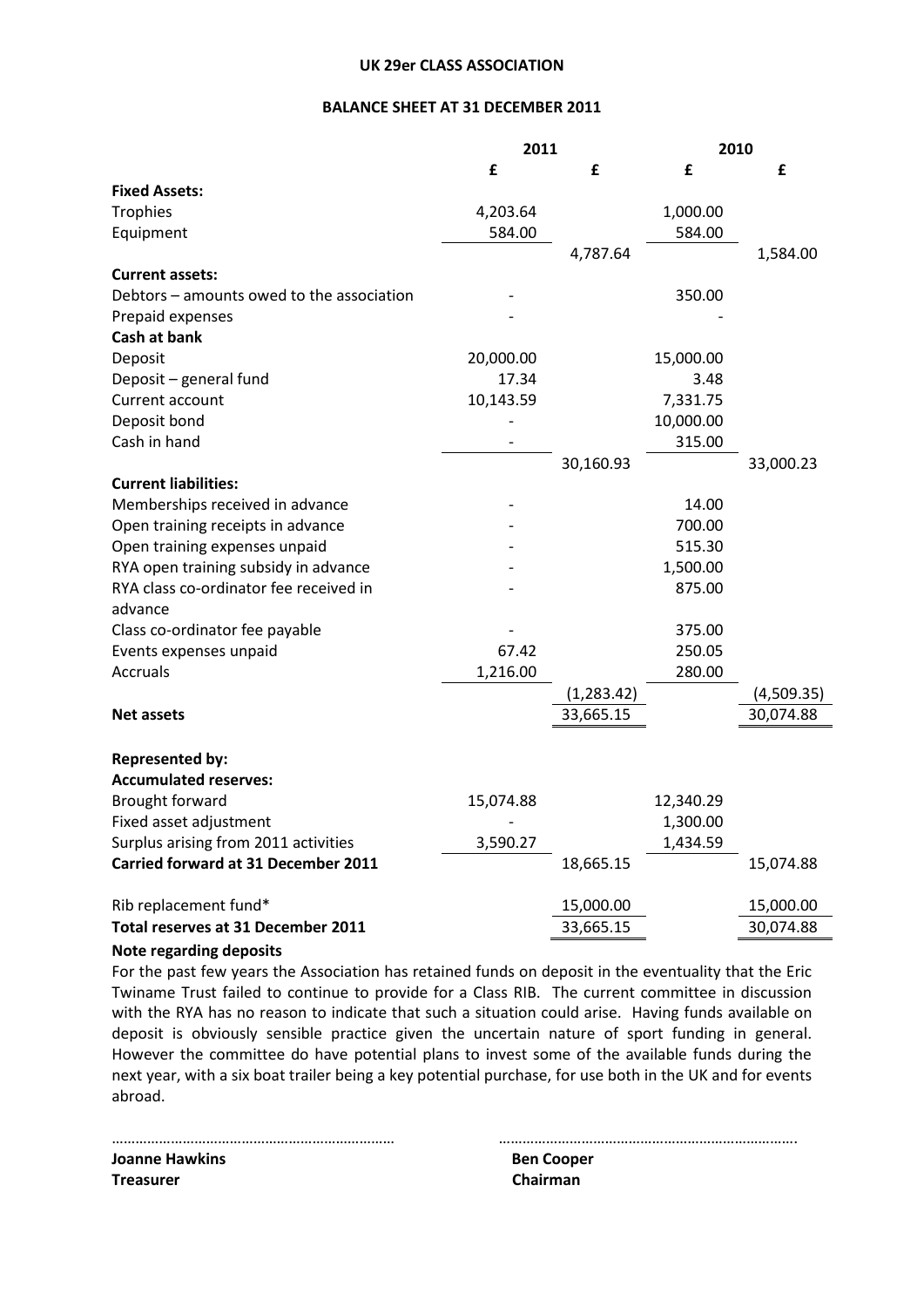**UK 29er CLASS ASSOCIATION**

**BALANCE SHEET AT 31 DECEMBER 2011**

| | 2011 | | 2010 | |
|---|---|---|---|---|
| | £ | £ | £ | £ |
| **Fixed Assets:** | | | | |
| Trophies | 4,203.64 | | 1,000.00 | |
| Equipment | 584.00 | | 584.00 | |
| | | 4,787.64 | | 1,584.00 |
| **Current assets:** | | | | |
| Debtors – amounts owed to the association | - | | 350.00 | |
| Prepaid expenses | - | | - | |
| **Cash at bank** | | | | |
| Deposit | 20,000.00 | | 15,000.00 | |
| Deposit – general fund | 17.34 | | 3.48 | |
| Current account | 10,143.59 | | 7,331.75 | |
| Deposit bond | - | | 10,000.00 | |
| Cash in hand | - | | 315.00 | |
| | | 30,160.93 | | 33,000.23 |
| **Current liabilities:** | | | | |
| Memberships received in advance | - | | 14.00 | |
| Open training receipts in advance | - | | 700.00 | |
| Open training expenses unpaid | - | | 515.30 | |
| RYA open training subsidy in advance | - | | 1,500.00 | |
| RYA class co-ordinator fee received in advance | - | | 875.00 | |
| Class co-ordinator fee payable | - | | 375.00 | |
| Events expenses unpaid | 67.42 | | 250.05 | |
| Accruals | 1,216.00 | | 280.00 | |
| | | (1,283.42) | | (4,509.35) |
| **Net assets** | | 33,665.15 | | 30,074.88 |
| | | | | |
| **Represented by:** | | | | |
| **Accumulated reserves:** | | | | |
| Brought forward | 15,074.88 | | 12,340.29 | |
| Fixed asset adjustment | - | | 1,300.00 | |
| Surplus arising from 2011 activities | 3,590.27 | | 1,434.59 | |
| **Carried forward at 31 December 2011** | | 18,665.15 | | 15,074.88 |
| | | | | |
| Rib replacement fund* | | 15,000.00 | | 15,000.00 |
| **Total reserves at 31 December 2011** | | 33,665.15 | | 30,074.88 |

**Note regarding deposits**

For the past few years the Association has retained funds on deposit in the eventuality that the Eric Twiname Trust failed to continue to provide for a Class RIB. The current committee in discussion with the RYA has no reason to indicate that such a situation could arise. Having funds available on deposit is obviously sensible practice given the uncertain nature of sport funding in general. However the committee do have potential plans to invest some of the available funds during the next year, with a six boat trailer being a key potential purchase, for use both in the UK and for events abroad.

……………………………………………………………… ……………………………………………………………….

**Joanne Hawkins**
**Treasurer**

**Ben Cooper**
**Chairman**